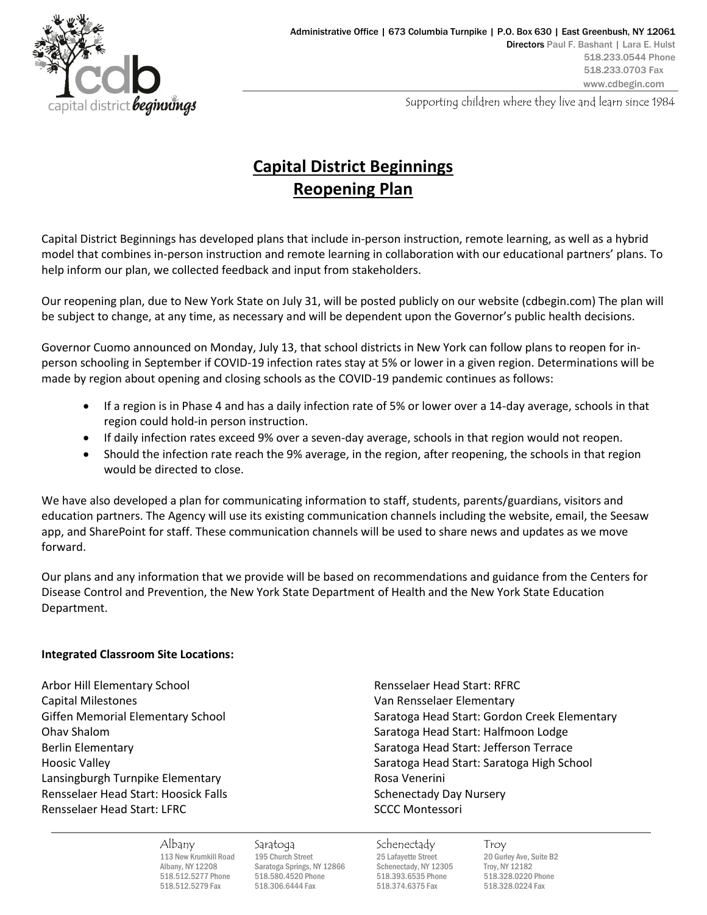# Capital District Beginnings Reopening Plan

Capital District Beginnings has developed plans that include in-person instruction, remote learning, as well as a hybrid model that combines in-person instruction and remote learning in collaboration with our educational partners' plans. To help inform our plan, we collected feedback and input from stakeholders.

Our reopening plan, due to New York State on July 31, will be posted publicly on our website (cdbegin.com) The plan will be subject to change, at any time, as necessary and will be dependent upon the Governor's public health decisions.

Governor Cuomo announced on Monday, July 13, that school districts in New York can follow plans to reopen for in-person schooling in September if COVID-19 infection rates stay at 5% or lower in a given region. Determinations will be made by region about opening and closing schools as the COVID-19 pandemic continues as follows:

- If a region is in Phase 4 and has a daily infection rate of 5% or lower over a 14-day average, schools in that region could hold-in person instruction.
- If daily infection rates exceed 9% over a seven-day average, schools in that region would not reopen.
- Should the infection rate reach the 9% average, in the region, after reopening, the schools in that region would be directed to close.

We have also developed a plan for communicating information to staff, students, parents/guardians, visitors and education partners. The Agency will use its existing communication channels including the website, email, the Seesaw app, and SharePoint for staff. These communication channels will be used to share news and updates as we move forward.

Our plans and any information that we provide will be based on recommendations and guidance from the Centers for Disease Control and Prevention, the New York State Department of Health and the New York State Education Department.

**Integrated Classroom Site Locations:**

Arbor Hill Elementary School
Capital Milestones
Giffen Memorial Elementary School
Ohav Shalom
Berlin Elementary
Hoosic Valley
Lansingburgh Turnpike Elementary
Rensselaer Head Start: Hoosick Falls
Rensselaer Head Start: LFRC
Rensselaer Head Start: RFRC
Van Rensselaer Elementary
Saratoga Head Start: Gordon Creek Elementary
Saratoga Head Start: Halfmoon Lodge
Saratoga Head Start: Jefferson Terrace
Saratoga Head Start: Saratoga High School
Rosa Venerini
Schenectady Day Nursery
SCCC Montessori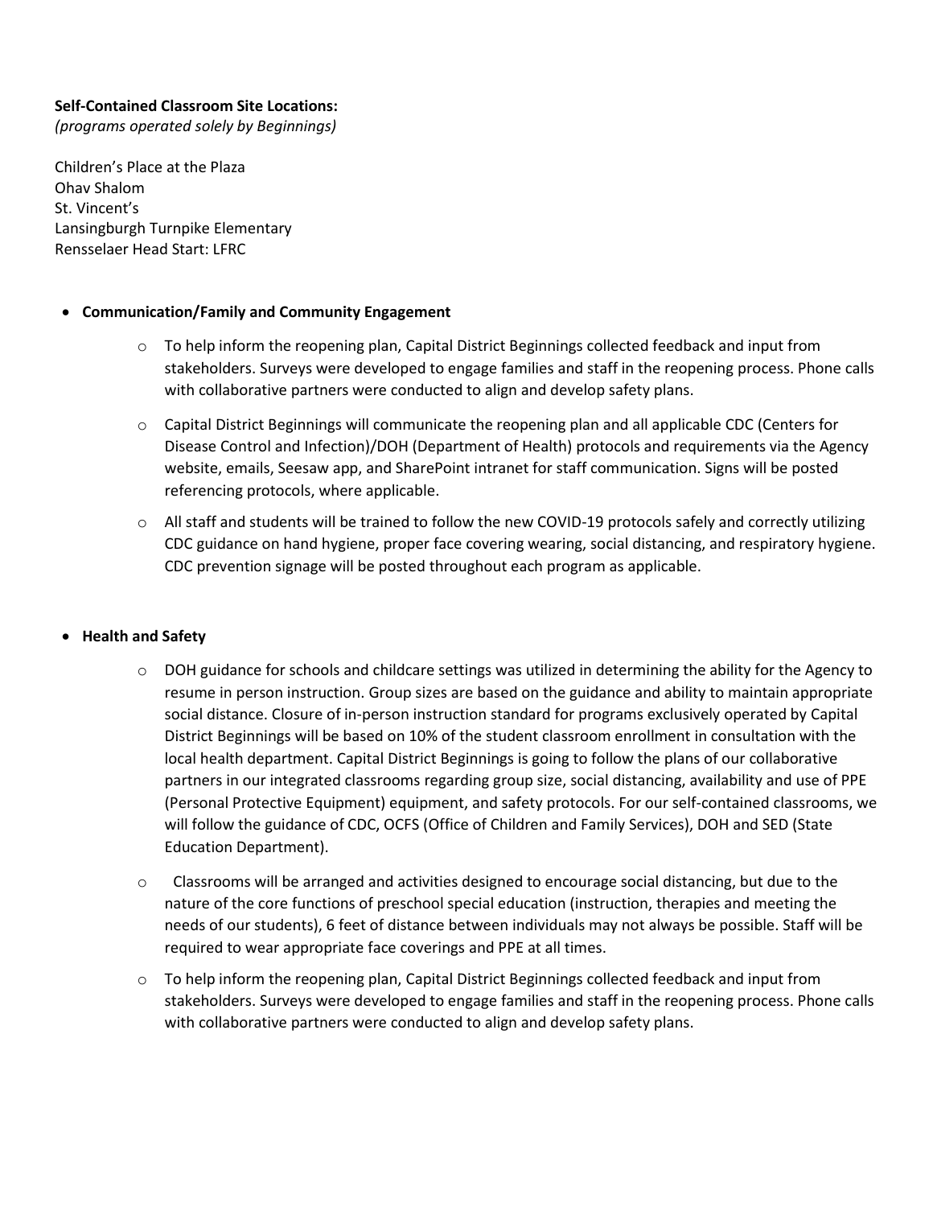**Self-Contained Classroom Site Locations:**
*(programs operated solely by Beginnings)*

Children's Place at the Plaza
Ohav Shalom
St. Vincent's
Lansingburgh Turnpike Elementary
Rensselaer Head Start: LFRC

- **Communication/Family and Community Engagement**
  - To help inform the reopening plan, Capital District Beginnings collected feedback and input from stakeholders. Surveys were developed to engage families and staff in the reopening process. Phone calls with collaborative partners were conducted to align and develop safety plans.
  - Capital District Beginnings will communicate the reopening plan and all applicable CDC (Centers for Disease Control and Infection)/DOH (Department of Health) protocols and requirements via the Agency website, emails, Seesaw app, and SharePoint intranet for staff communication. Signs will be posted referencing protocols, where applicable.
  - All staff and students will be trained to follow the new COVID-19 protocols safely and correctly utilizing CDC guidance on hand hygiene, proper face covering wearing, social distancing, and respiratory hygiene. CDC prevention signage will be posted throughout each program as applicable.

- **Health and Safety**
  - DOH guidance for schools and childcare settings was utilized in determining the ability for the Agency to resume in person instruction. Group sizes are based on the guidance and ability to maintain appropriate social distance. Closure of in-person instruction standard for programs exclusively operated by Capital District Beginnings will be based on 10% of the student classroom enrollment in consultation with the local health department. Capital District Beginnings is going to follow the plans of our collaborative partners in our integrated classrooms regarding group size, social distancing, availability and use of PPE (Personal Protective Equipment) equipment, and safety protocols. For our self-contained classrooms, we will follow the guidance of CDC, OCFS (Office of Children and Family Services), DOH and SED (State Education Department).
  - Classrooms will be arranged and activities designed to encourage social distancing, but due to the nature of the core functions of preschool special education (instruction, therapies and meeting the needs of our students), 6 feet of distance between individuals may not always be possible. Staff will be required to wear appropriate face coverings and PPE at all times.
  - To help inform the reopening plan, Capital District Beginnings collected feedback and input from stakeholders. Surveys were developed to engage families and staff in the reopening process. Phone calls with collaborative partners were conducted to align and develop safety plans.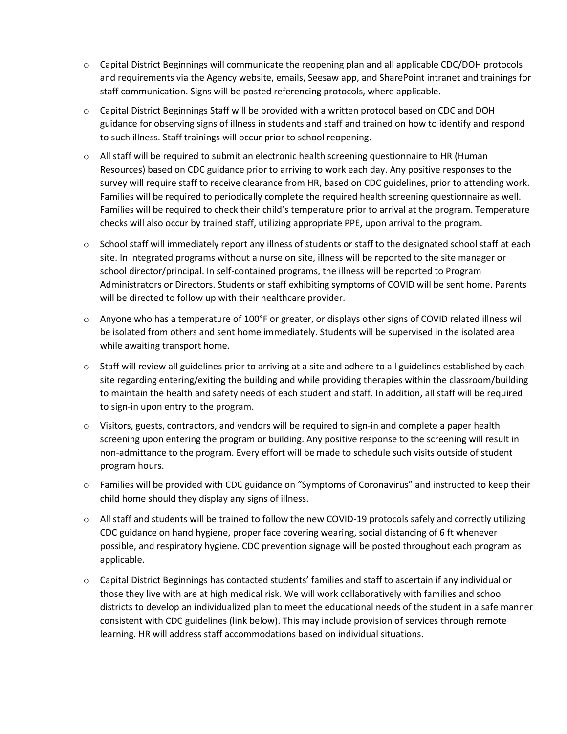- Capital District Beginnings will communicate the reopening plan and all applicable CDC/DOH protocols and requirements via the Agency website, emails, Seesaw app, and SharePoint intranet and trainings for staff communication. Signs will be posted referencing protocols, where applicable.
- Capital District Beginnings Staff will be provided with a written protocol based on CDC and DOH guidance for observing signs of illness in students and staff and trained on how to identify and respond to such illness. Staff trainings will occur prior to school reopening.
- All staff will be required to submit an electronic health screening questionnaire to HR (Human Resources) based on CDC guidance prior to arriving to work each day. Any positive responses to the survey will require staff to receive clearance from HR, based on CDC guidelines, prior to attending work. Families will be required to periodically complete the required health screening questionnaire as well. Families will be required to check their child's temperature prior to arrival at the program. Temperature checks will also occur by trained staff, utilizing appropriate PPE, upon arrival to the program.
- School staff will immediately report any illness of students or staff to the designated school staff at each site. In integrated programs without a nurse on site, illness will be reported to the site manager or school director/principal. In self-contained programs, the illness will be reported to Program Administrators or Directors. Students or staff exhibiting symptoms of COVID will be sent home. Parents will be directed to follow up with their healthcare provider.
- Anyone who has a temperature of 100°F or greater, or displays other signs of COVID related illness will be isolated from others and sent home immediately. Students will be supervised in the isolated area while awaiting transport home.
- Staff will review all guidelines prior to arriving at a site and adhere to all guidelines established by each site regarding entering/exiting the building and while providing therapies within the classroom/building to maintain the health and safety needs of each student and staff. In addition, all staff will be required to sign-in upon entry to the program.
- Visitors, guests, contractors, and vendors will be required to sign-in and complete a paper health screening upon entering the program or building. Any positive response to the screening will result in non-admittance to the program. Every effort will be made to schedule such visits outside of student program hours.
- Families will be provided with CDC guidance on "Symptoms of Coronavirus" and instructed to keep their child home should they display any signs of illness.
- All staff and students will be trained to follow the new COVID-19 protocols safely and correctly utilizing CDC guidance on hand hygiene, proper face covering wearing, social distancing of 6 ft whenever possible, and respiratory hygiene. CDC prevention signage will be posted throughout each program as applicable.
- Capital District Beginnings has contacted students' families and staff to ascertain if any individual or those they live with are at high medical risk. We will work collaboratively with families and school districts to develop an individualized plan to meet the educational needs of the student in a safe manner consistent with CDC guidelines (link below). This may include provision of services through remote learning. HR will address staff accommodations based on individual situations.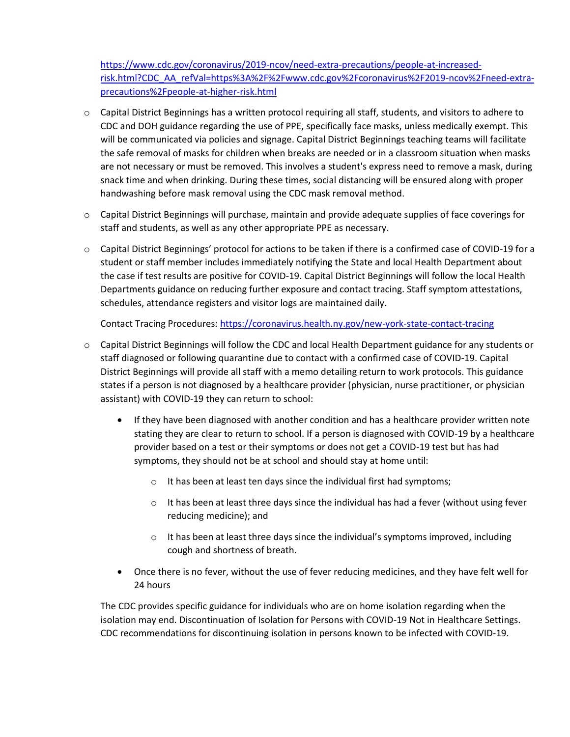https://www.cdc.gov/coronavirus/2019-ncov/need-extra-precautions/people-at-increased-risk.html?CDC_AA_refVal=https%3A%2F%2Fwww.cdc.gov%2Fcoronavirus%2F2019-ncov%2Fneed-extra-precautions%2Fpeople-at-higher-risk.html

- Capital District Beginnings has a written protocol requiring all staff, students, and visitors to adhere to CDC and DOH guidance regarding the use of PPE, specifically face masks, unless medically exempt. This will be communicated via policies and signage. Capital District Beginnings teaching teams will facilitate the safe removal of masks for children when breaks are needed or in a classroom situation when masks are not necessary or must be removed. This involves a student's express need to remove a mask, during snack time and when drinking. During these times, social distancing will be ensured along with proper handwashing before mask removal using the CDC mask removal method.

- Capital District Beginnings will purchase, maintain and provide adequate supplies of face coverings for staff and students, as well as any other appropriate PPE as necessary.

- Capital District Beginnings' protocol for actions to be taken if there is a confirmed case of COVID-19 for a student or staff member includes immediately notifying the State and local Health Department about the case if test results are positive for COVID-19. Capital District Beginnings will follow the local Health Departments guidance on reducing further exposure and contact tracing. Staff symptom attestations, schedules, attendance registers and visitor logs are maintained daily.

  Contact Tracing Procedures: https://coronavirus.health.ny.gov/new-york-state-contact-tracing

- Capital District Beginnings will follow the CDC and local Health Department guidance for any students or staff diagnosed or following quarantine due to contact with a confirmed case of COVID-19. Capital District Beginnings will provide all staff with a memo detailing return to work protocols. This guidance states if a person is not diagnosed by a healthcare provider (physician, nurse practitioner, or physician assistant) with COVID-19 they can return to school:

  - If they have been diagnosed with another condition and has a healthcare provider written note stating they are clear to return to school. If a person is diagnosed with COVID-19 by a healthcare provider based on a test or their symptoms or does not get a COVID-19 test but has had symptoms, they should not be at school and should stay at home until:

    - It has been at least ten days since the individual first had symptoms;

    - It has been at least three days since the individual has had a fever (without using fever reducing medicine); and

    - It has been at least three days since the individual's symptoms improved, including cough and shortness of breath.

  - Once there is no fever, without the use of fever reducing medicines, and they have felt well for 24 hours

  The CDC provides specific guidance for individuals who are on home isolation regarding when the isolation may end. Discontinuation of Isolation for Persons with COVID-19 Not in Healthcare Settings. CDC recommendations for discontinuing isolation in persons known to be infected with COVID-19.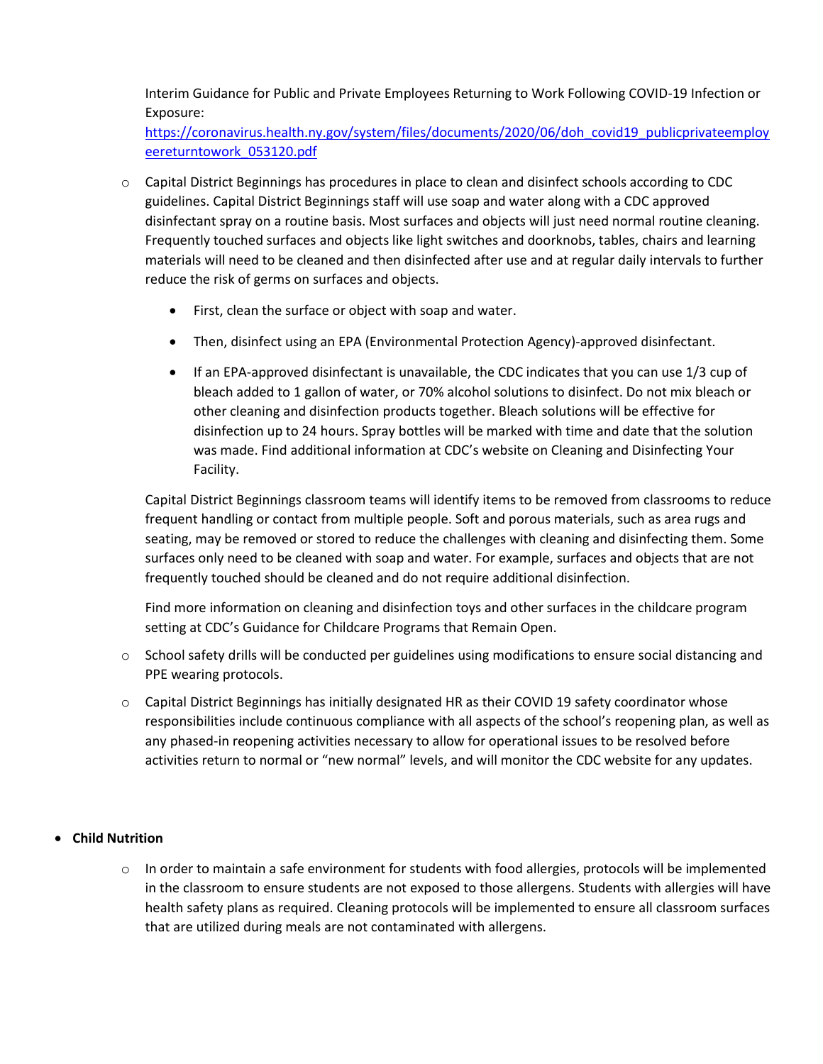Interim Guidance for Public and Private Employees Returning to Work Following COVID-19 Infection or Exposure:
[https://coronavirus.health.ny.gov/system/files/documents/2020/06/doh_covid19_publicprivateemployeereturntowork_053120.pdf](https://coronavirus.health.ny.gov/system/files/documents/2020/06/doh_covid19_publicprivateemployeereturntowork_053120.pdf)

- Capital District Beginnings has procedures in place to clean and disinfect schools according to CDC guidelines. Capital District Beginnings staff will use soap and water along with a CDC approved disinfectant spray on a routine basis. Most surfaces and objects will just need normal routine cleaning. Frequently touched surfaces and objects like light switches and doorknobs, tables, chairs and learning materials will need to be cleaned and then disinfected after use and at regular daily intervals to further reduce the risk of germs on surfaces and objects.

  - First, clean the surface or object with soap and water.
  - Then, disinfect using an EPA (Environmental Protection Agency)-approved disinfectant.
  - If an EPA-approved disinfectant is unavailable, the CDC indicates that you can use 1/3 cup of bleach added to 1 gallon of water, or 70% alcohol solutions to disinfect. Do not mix bleach or other cleaning and disinfection products together. Bleach solutions will be effective for disinfection up to 24 hours. Spray bottles will be marked with time and date that the solution was made. Find additional information at CDC's website on Cleaning and Disinfecting Your Facility.

  Capital District Beginnings classroom teams will identify items to be removed from classrooms to reduce frequent handling or contact from multiple people. Soft and porous materials, such as area rugs and seating, may be removed or stored to reduce the challenges with cleaning and disinfecting them. Some surfaces only need to be cleaned with soap and water. For example, surfaces and objects that are not frequently touched should be cleaned and do not require additional disinfection.

  Find more information on cleaning and disinfection toys and other surfaces in the childcare program setting at CDC's Guidance for Childcare Programs that Remain Open.

- School safety drills will be conducted per guidelines using modifications to ensure social distancing and PPE wearing protocols.

- Capital District Beginnings has initially designated HR as their COVID 19 safety coordinator whose responsibilities include continuous compliance with all aspects of the school's reopening plan, as well as any phased-in reopening activities necessary to allow for operational issues to be resolved before activities return to normal or "new normal" levels, and will monitor the CDC website for any updates.

- **Child Nutrition**

  - In order to maintain a safe environment for students with food allergies, protocols will be implemented in the classroom to ensure students are not exposed to those allergens. Students with allergies will have health safety plans as required. Cleaning protocols will be implemented to ensure all classroom surfaces that are utilized during meals are not contaminated with allergens.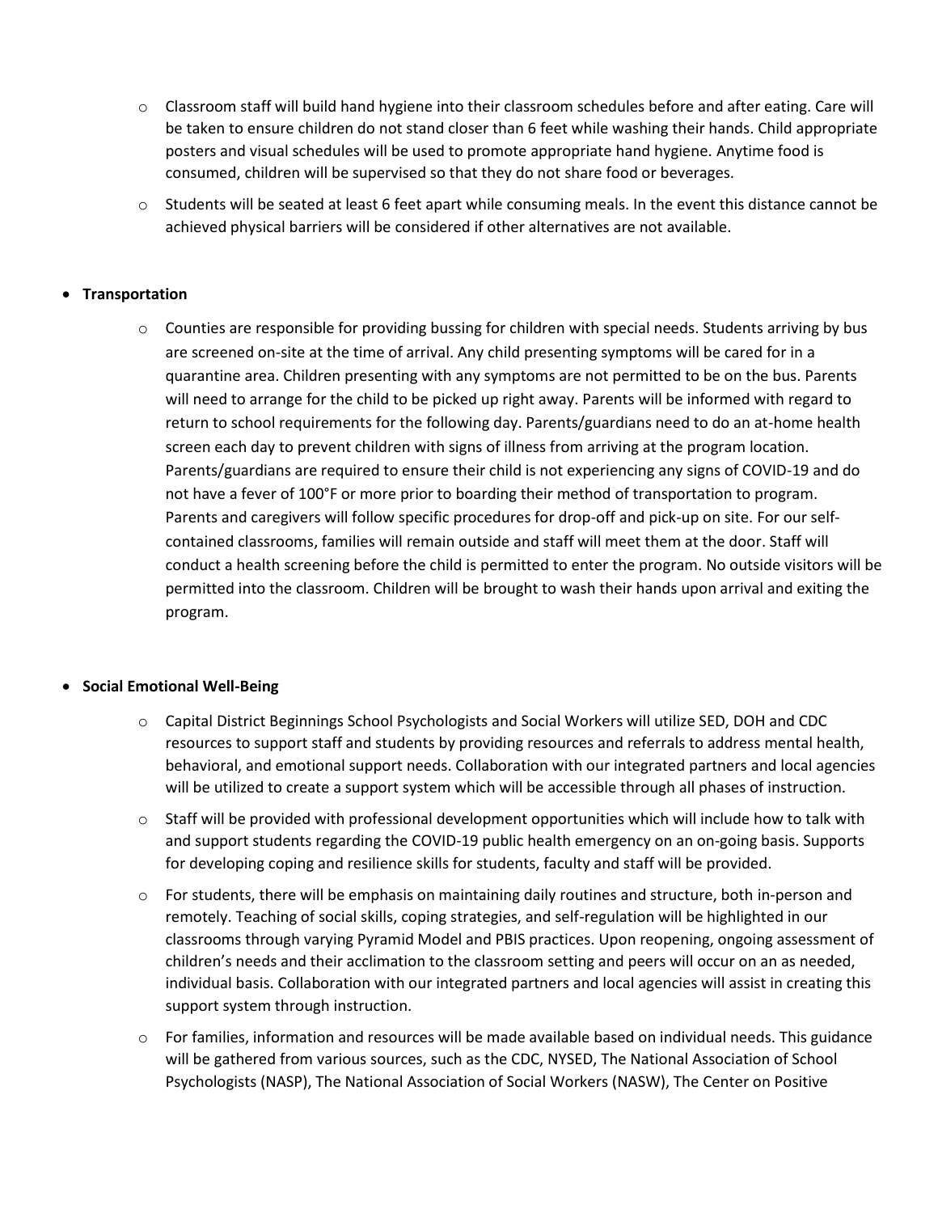- Classroom staff will build hand hygiene into their classroom schedules before and after eating. Care will be taken to ensure children do not stand closer than 6 feet while washing their hands. Child appropriate posters and visual schedules will be used to promote appropriate hand hygiene. Anytime food is consumed, children will be supervised so that they do not share food or beverages.
  - Students will be seated at least 6 feet apart while consuming meals. In the event this distance cannot be achieved physical barriers will be considered if other alternatives are not available.

- **Transportation**
  - Counties are responsible for providing bussing for children with special needs. Students arriving by bus are screened on-site at the time of arrival. Any child presenting symptoms will be cared for in a quarantine area. Children presenting with any symptoms are not permitted to be on the bus. Parents will need to arrange for the child to be picked up right away. Parents will be informed with regard to return to school requirements for the following day. Parents/guardians need to do an at-home health screen each day to prevent children with signs of illness from arriving at the program location. Parents/guardians are required to ensure their child is not experiencing any signs of COVID-19 and do not have a fever of 100°F or more prior to boarding their method of transportation to program. Parents and caregivers will follow specific procedures for drop-off and pick-up on site. For our self-contained classrooms, families will remain outside and staff will meet them at the door. Staff will conduct a health screening before the child is permitted to enter the program. No outside visitors will be permitted into the classroom. Children will be brought to wash their hands upon arrival and exiting the program.

- **Social Emotional Well-Being**
  - Capital District Beginnings School Psychologists and Social Workers will utilize SED, DOH and CDC resources to support staff and students by providing resources and referrals to address mental health, behavioral, and emotional support needs. Collaboration with our integrated partners and local agencies will be utilized to create a support system which will be accessible through all phases of instruction.
  - Staff will be provided with professional development opportunities which will include how to talk with and support students regarding the COVID-19 public health emergency on an on-going basis. Supports for developing coping and resilience skills for students, faculty and staff will be provided.
  - For students, there will be emphasis on maintaining daily routines and structure, both in-person and remotely. Teaching of social skills, coping strategies, and self-regulation will be highlighted in our classrooms through varying Pyramid Model and PBIS practices. Upon reopening, ongoing assessment of children's needs and their acclimation to the classroom setting and peers will occur on an as needed, individual basis. Collaboration with our integrated partners and local agencies will assist in creating this support system through instruction.
  - For families, information and resources will be made available based on individual needs. This guidance will be gathered from various sources, such as the CDC, NYSED, The National Association of School Psychologists (NASP), The National Association of Social Workers (NASW), The Center on Positive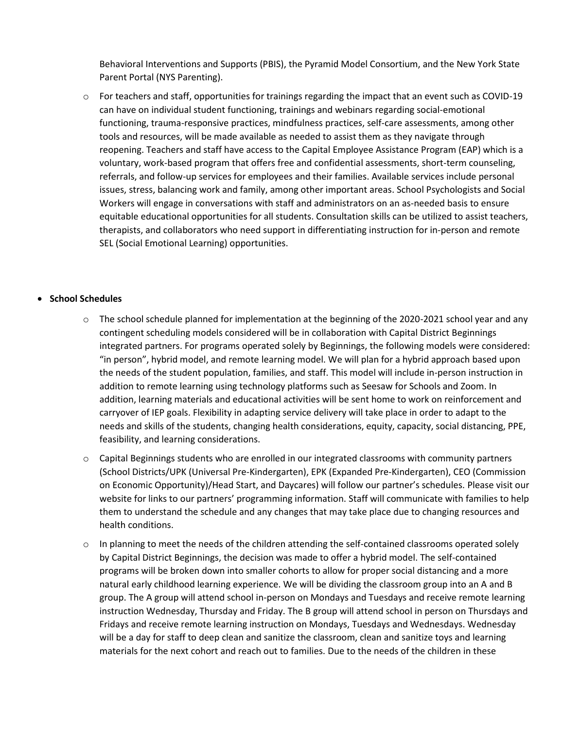Behavioral Interventions and Supports (PBIS), the Pyramid Model Consortium, and the New York State Parent Portal (NYS Parenting).

- For teachers and staff, opportunities for trainings regarding the impact that an event such as COVID-19 can have on individual student functioning, trainings and webinars regarding social-emotional functioning, trauma-responsive practices, mindfulness practices, self-care assessments, among other tools and resources, will be made available as needed to assist them as they navigate through reopening. Teachers and staff have access to the Capital Employee Assistance Program (EAP) which is a voluntary, work-based program that offers free and confidential assessments, short-term counseling, referrals, and follow-up services for employees and their families. Available services include personal issues, stress, balancing work and family, among other important areas. School Psychologists and Social Workers will engage in conversations with staff and administrators on an as-needed basis to ensure equitable educational opportunities for all students. Consultation skills can be utilized to assist teachers, therapists, and collaborators who need support in differentiating instruction for in-person and remote SEL (Social Emotional Learning) opportunities.

- **School Schedules**
  - The school schedule planned for implementation at the beginning of the 2020-2021 school year and any contingent scheduling models considered will be in collaboration with Capital District Beginnings integrated partners. For programs operated solely by Beginnings, the following models were considered: "in person", hybrid model, and remote learning model. We will plan for a hybrid approach based upon the needs of the student population, families, and staff. This model will include in-person instruction in addition to remote learning using technology platforms such as Seesaw for Schools and Zoom. In addition, learning materials and educational activities will be sent home to work on reinforcement and carryover of IEP goals. Flexibility in adapting service delivery will take place in order to adapt to the needs and skills of the students, changing health considerations, equity, capacity, social distancing, PPE, feasibility, and learning considerations.
  - Capital Beginnings students who are enrolled in our integrated classrooms with community partners (School Districts/UPK (Universal Pre-Kindergarten), EPK (Expanded Pre-Kindergarten), CEO (Commission on Economic Opportunity)/Head Start, and Daycares) will follow our partner's schedules. Please visit our website for links to our partners' programming information. Staff will communicate with families to help them to understand the schedule and any changes that may take place due to changing resources and health conditions.
  - In planning to meet the needs of the children attending the self-contained classrooms operated solely by Capital District Beginnings, the decision was made to offer a hybrid model. The self-contained programs will be broken down into smaller cohorts to allow for proper social distancing and a more natural early childhood learning experience. We will be dividing the classroom group into an A and B group. The A group will attend school in-person on Mondays and Tuesdays and receive remote learning instruction Wednesday, Thursday and Friday. The B group will attend school in person on Thursdays and Fridays and receive remote learning instruction on Mondays, Tuesdays and Wednesdays. Wednesday will be a day for staff to deep clean and sanitize the classroom, clean and sanitize toys and learning materials for the next cohort and reach out to families. Due to the needs of the children in these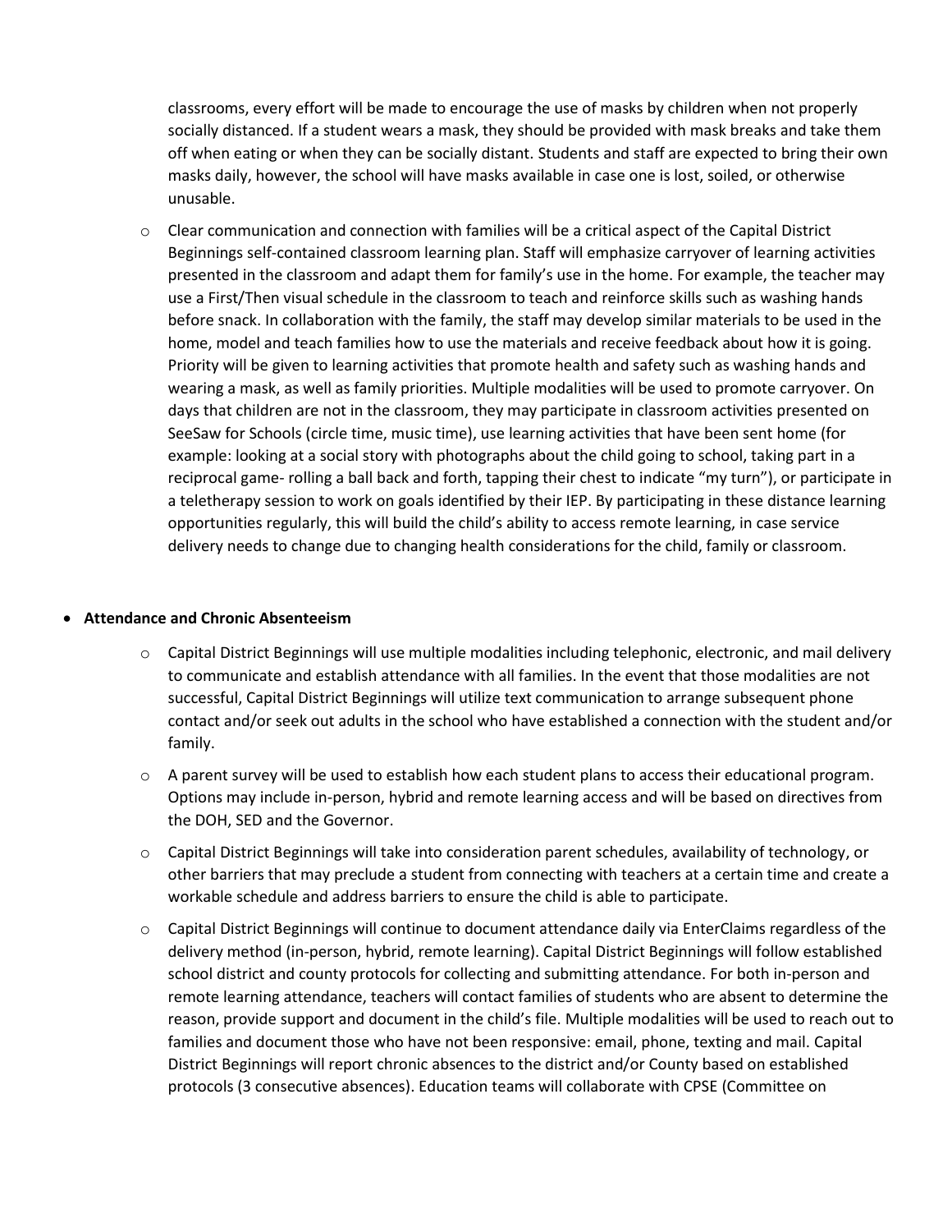classrooms, every effort will be made to encourage the use of masks by children when not properly socially distanced. If a student wears a mask, they should be provided with mask breaks and take them off when eating or when they can be socially distant. Students and staff are expected to bring their own masks daily, however, the school will have masks available in case one is lost, soiled, or otherwise unusable.

- Clear communication and connection with families will be a critical aspect of the Capital District Beginnings self-contained classroom learning plan. Staff will emphasize carryover of learning activities presented in the classroom and adapt them for family's use in the home. For example, the teacher may use a First/Then visual schedule in the classroom to teach and reinforce skills such as washing hands before snack. In collaboration with the family, the staff may develop similar materials to be used in the home, model and teach families how to use the materials and receive feedback about how it is going. Priority will be given to learning activities that promote health and safety such as washing hands and wearing a mask, as well as family priorities. Multiple modalities will be used to promote carryover. On days that children are not in the classroom, they may participate in classroom activities presented on SeeSaw for Schools (circle time, music time), use learning activities that have been sent home (for example: looking at a social story with photographs about the child going to school, taking part in a reciprocal game- rolling a ball back and forth, tapping their chest to indicate "my turn"), or participate in a teletherapy session to work on goals identified by their IEP. By participating in these distance learning opportunities regularly, this will build the child's ability to access remote learning, in case service delivery needs to change due to changing health considerations for the child, family or classroom.

- **Attendance and Chronic Absenteeism**
  - Capital District Beginnings will use multiple modalities including telephonic, electronic, and mail delivery to communicate and establish attendance with all families. In the event that those modalities are not successful, Capital District Beginnings will utilize text communication to arrange subsequent phone contact and/or seek out adults in the school who have established a connection with the student and/or family.
  - A parent survey will be used to establish how each student plans to access their educational program. Options may include in-person, hybrid and remote learning access and will be based on directives from the DOH, SED and the Governor.
  - Capital District Beginnings will take into consideration parent schedules, availability of technology, or other barriers that may preclude a student from connecting with teachers at a certain time and create a workable schedule and address barriers to ensure the child is able to participate.
  - Capital District Beginnings will continue to document attendance daily via EnterClaims regardless of the delivery method (in-person, hybrid, remote learning). Capital District Beginnings will follow established school district and county protocols for collecting and submitting attendance. For both in-person and remote learning attendance, teachers will contact families of students who are absent to determine the reason, provide support and document in the child's file. Multiple modalities will be used to reach out to families and document those who have not been responsive: email, phone, texting and mail. Capital District Beginnings will report chronic absences to the district and/or County based on established protocols (3 consecutive absences). Education teams will collaborate with CPSE (Committee on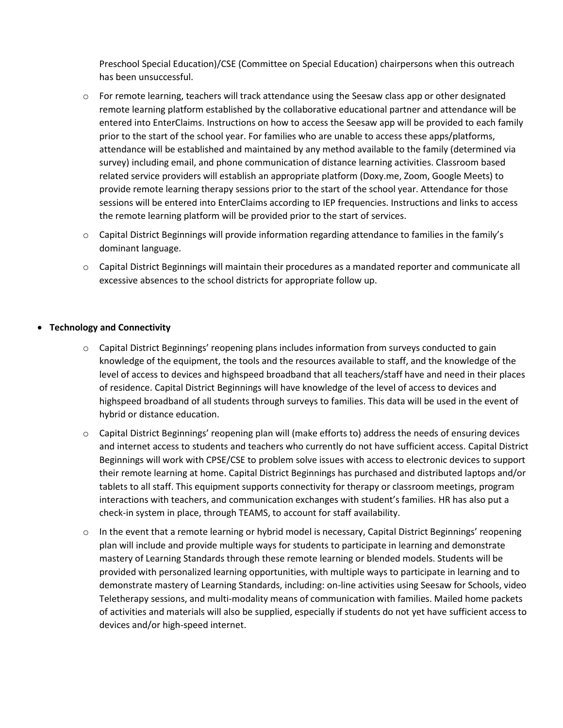Preschool Special Education)/CSE (Committee on Special Education) chairpersons when this outreach has been unsuccessful.

  - For remote learning, teachers will track attendance using the Seesaw class app or other designated remote learning platform established by the collaborative educational partner and attendance will be entered into EnterClaims. Instructions on how to access the Seesaw app will be provided to each family prior to the start of the school year. For families who are unable to access these apps/platforms, attendance will be established and maintained by any method available to the family (determined via survey) including email, and phone communication of distance learning activities. Classroom based related service providers will establish an appropriate platform (Doxy.me, Zoom, Google Meets) to provide remote learning therapy sessions prior to the start of the school year. Attendance for those sessions will be entered into EnterClaims according to IEP frequencies. Instructions and links to access the remote learning platform will be provided prior to the start of services.
  - Capital District Beginnings will provide information regarding attendance to families in the family's dominant language.
  - Capital District Beginnings will maintain their procedures as a mandated reporter and communicate all excessive absences to the school districts for appropriate follow up.

- **Technology and Connectivity**
  - Capital District Beginnings' reopening plans includes information from surveys conducted to gain knowledge of the equipment, the tools and the resources available to staff, and the knowledge of the level of access to devices and highspeed broadband that all teachers/staff have and need in their places of residence. Capital District Beginnings will have knowledge of the level of access to devices and highspeed broadband of all students through surveys to families. This data will be used in the event of hybrid or distance education.
  - Capital District Beginnings' reopening plan will (make efforts to) address the needs of ensuring devices and internet access to students and teachers who currently do not have sufficient access. Capital District Beginnings will work with CPSE/CSE to problem solve issues with access to electronic devices to support their remote learning at home. Capital District Beginnings has purchased and distributed laptops and/or tablets to all staff. This equipment supports connectivity for therapy or classroom meetings, program interactions with teachers, and communication exchanges with student's families. HR has also put a check-in system in place, through TEAMS, to account for staff availability.
  - In the event that a remote learning or hybrid model is necessary, Capital District Beginnings' reopening plan will include and provide multiple ways for students to participate in learning and demonstrate mastery of Learning Standards through these remote learning or blended models. Students will be provided with personalized learning opportunities, with multiple ways to participate in learning and to demonstrate mastery of Learning Standards, including: on-line activities using Seesaw for Schools, video Teletherapy sessions, and multi-modality means of communication with families. Mailed home packets of activities and materials will also be supplied, especially if students do not yet have sufficient access to devices and/or high-speed internet.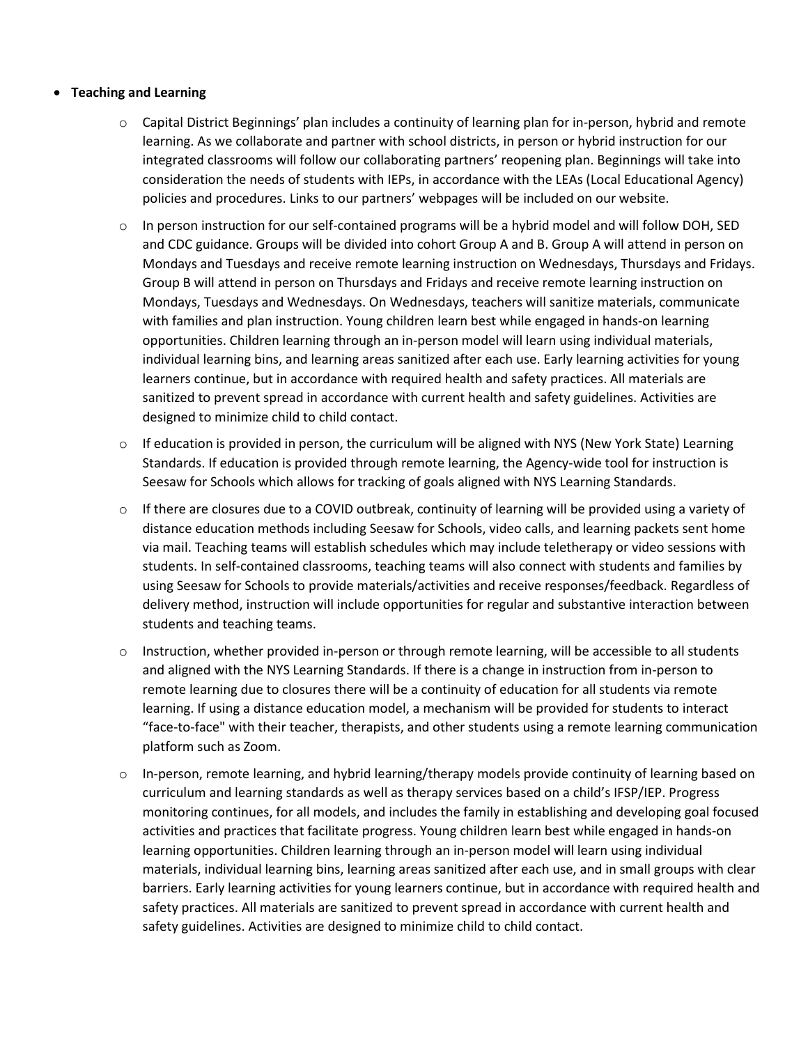- **Teaching and Learning**
  - Capital District Beginnings' plan includes a continuity of learning plan for in-person, hybrid and remote learning. As we collaborate and partner with school districts, in person or hybrid instruction for our integrated classrooms will follow our collaborating partners' reopening plan. Beginnings will take into consideration the needs of students with IEPs, in accordance with the LEAs (Local Educational Agency) policies and procedures. Links to our partners' webpages will be included on our website.
  - In person instruction for our self-contained programs will be a hybrid model and will follow DOH, SED and CDC guidance. Groups will be divided into cohort Group A and B. Group A will attend in person on Mondays and Tuesdays and receive remote learning instruction on Wednesdays, Thursdays and Fridays. Group B will attend in person on Thursdays and Fridays and receive remote learning instruction on Mondays, Tuesdays and Wednesdays. On Wednesdays, teachers will sanitize materials, communicate with families and plan instruction. Young children learn best while engaged in hands-on learning opportunities. Children learning through an in-person model will learn using individual materials, individual learning bins, and learning areas sanitized after each use. Early learning activities for young learners continue, but in accordance with required health and safety practices. All materials are sanitized to prevent spread in accordance with current health and safety guidelines. Activities are designed to minimize child to child contact.
  - If education is provided in person, the curriculum will be aligned with NYS (New York State) Learning Standards. If education is provided through remote learning, the Agency-wide tool for instruction is Seesaw for Schools which allows for tracking of goals aligned with NYS Learning Standards.
  - If there are closures due to a COVID outbreak, continuity of learning will be provided using a variety of distance education methods including Seesaw for Schools, video calls, and learning packets sent home via mail. Teaching teams will establish schedules which may include teletherapy or video sessions with students. In self-contained classrooms, teaching teams will also connect with students and families by using Seesaw for Schools to provide materials/activities and receive responses/feedback. Regardless of delivery method, instruction will include opportunities for regular and substantive interaction between students and teaching teams.
  - Instruction, whether provided in-person or through remote learning, will be accessible to all students and aligned with the NYS Learning Standards. If there is a change in instruction from in-person to remote learning due to closures there will be a continuity of education for all students via remote learning. If using a distance education model, a mechanism will be provided for students to interact "face-to-face" with their teacher, therapists, and other students using a remote learning communication platform such as Zoom.
  - In-person, remote learning, and hybrid learning/therapy models provide continuity of learning based on curriculum and learning standards as well as therapy services based on a child's IFSP/IEP. Progress monitoring continues, for all models, and includes the family in establishing and developing goal focused activities and practices that facilitate progress. Young children learn best while engaged in hands-on learning opportunities. Children learning through an in-person model will learn using individual materials, individual learning bins, learning areas sanitized after each use, and in small groups with clear barriers. Early learning activities for young learners continue, but in accordance with required health and safety practices. All materials are sanitized to prevent spread in accordance with current health and safety guidelines. Activities are designed to minimize child to child contact.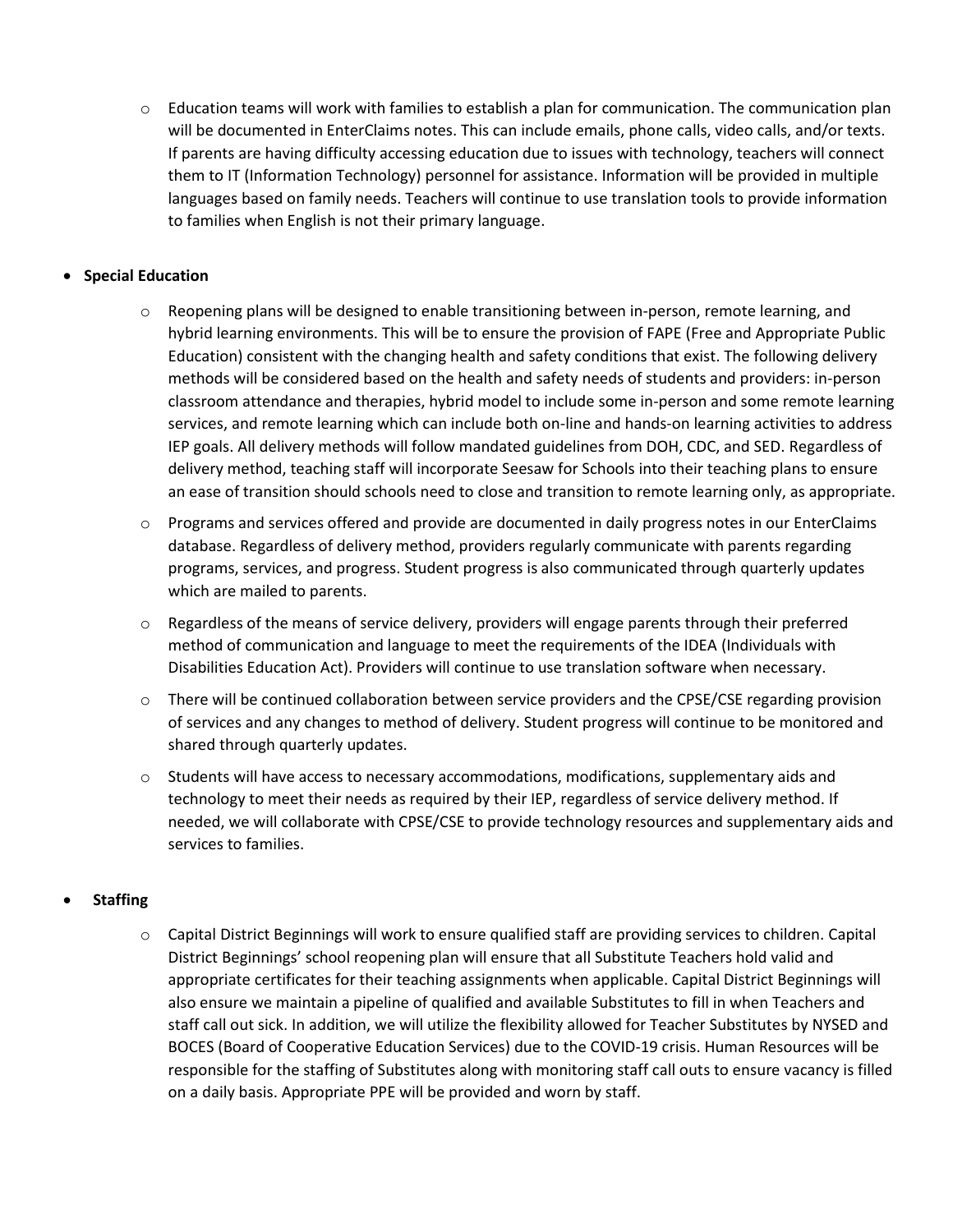- Education teams will work with families to establish a plan for communication. The communication plan will be documented in EnterClaims notes. This can include emails, phone calls, video calls, and/or texts. If parents are having difficulty accessing education due to issues with technology, teachers will connect them to IT (Information Technology) personnel for assistance. Information will be provided in multiple languages based on family needs. Teachers will continue to use translation tools to provide information to families when English is not their primary language.

- **Special Education**
  - Reopening plans will be designed to enable transitioning between in-person, remote learning, and hybrid learning environments. This will be to ensure the provision of FAPE (Free and Appropriate Public Education) consistent with the changing health and safety conditions that exist. The following delivery methods will be considered based on the health and safety needs of students and providers: in-person classroom attendance and therapies, hybrid model to include some in-person and some remote learning services, and remote learning which can include both on-line and hands-on learning activities to address IEP goals. All delivery methods will follow mandated guidelines from DOH, CDC, and SED. Regardless of delivery method, teaching staff will incorporate Seesaw for Schools into their teaching plans to ensure an ease of transition should schools need to close and transition to remote learning only, as appropriate.
  - Programs and services offered and provide are documented in daily progress notes in our EnterClaims database. Regardless of delivery method, providers regularly communicate with parents regarding programs, services, and progress. Student progress is also communicated through quarterly updates which are mailed to parents.
  - Regardless of the means of service delivery, providers will engage parents through their preferred method of communication and language to meet the requirements of the IDEA (Individuals with Disabilities Education Act). Providers will continue to use translation software when necessary.
  - There will be continued collaboration between service providers and the CPSE/CSE regarding provision of services and any changes to method of delivery. Student progress will continue to be monitored and shared through quarterly updates.
  - Students will have access to necessary accommodations, modifications, supplementary aids and technology to meet their needs as required by their IEP, regardless of service delivery method. If needed, we will collaborate with CPSE/CSE to provide technology resources and supplementary aids and services to families.

- **Staffing**
  - Capital District Beginnings will work to ensure qualified staff are providing services to children. Capital District Beginnings' school reopening plan will ensure that all Substitute Teachers hold valid and appropriate certificates for their teaching assignments when applicable. Capital District Beginnings will also ensure we maintain a pipeline of qualified and available Substitutes to fill in when Teachers and staff call out sick. In addition, we will utilize the flexibility allowed for Teacher Substitutes by NYSED and BOCES (Board of Cooperative Education Services) due to the COVID-19 crisis. Human Resources will be responsible for the staffing of Substitutes along with monitoring staff call outs to ensure vacancy is filled on a daily basis. Appropriate PPE will be provided and worn by staff.